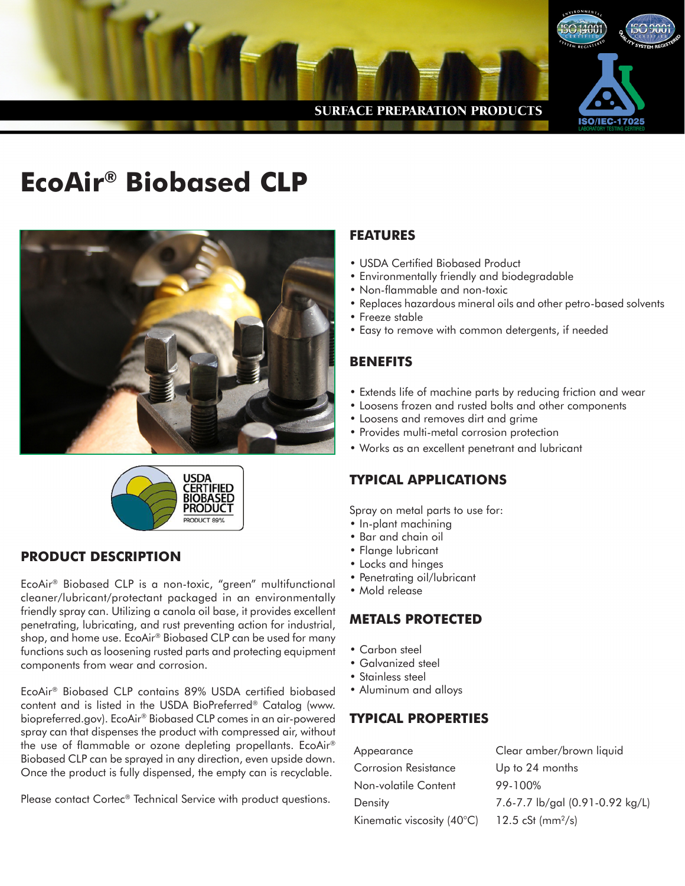SURFACE PREPARATION PRODUCTS

# EcoAir® Biobased CLP

## PRODUCT DESCRIPTION

EcoAir® Biobased CLP is a non-toxic, "green" multifunctional cleaner/lubricant/protectant packaged in an environmentally friendly spray can. Utilizing a canola oil base, it provides excellent penetrating, lubricating, and rust preventing action for industrial, shop, and home use. EcoAir® Biobased CLP can be used for many functions such as loosening rusted parts and protecting equipment components from wear and corrosion.

EcoAir® Biobased CLP contains 89% USDA certified biobased content and is listed in the USDA BioPreferred® Catalog (www.biopreferred.gov). EcoAir® Biobased CLP comes in an air-powered spray can that dispenses the product with compressed air, without the use of flammable or ozone depleting propellants. EcoAir® Biobased CLP can be sprayed in any direction, even upside down. Once the product is fully dispensed, the empty can is recyclable.

Please contact Cortec® Technical Service with product questions.

## FEATURES

- USDA Certified Biobased Product
- Environmentally friendly and biodegradable
- Non-flammable and non-toxic
- Replaces hazardous mineral oils and other petro-based solvents
- Freeze stable
- Easy to remove with common detergents, if needed

## BENEFITS

- Extends life of machine parts by reducing friction and wear
- Loosens frozen and rusted bolts and other components
- Loosens and removes dirt and grime
- Provides multi-metal corrosion protection
- Works as an excellent penetrant and lubricant

## TYPICAL APPLICATIONS

Spray on metal parts to use for:

- In-plant machining
- Bar and chain oil
- Flange lubricant
- Locks and hinges
- Penetrating oil/lubricant
- Mold release

## METALS PROTECTED

- Carbon steel
- Galvanized steel
- Stainless steel
- Aluminum and alloys

## TYPICAL PROPERTIES

| | |
|---|---|
| Appearance | Clear amber/brown liquid |
| Corrosion Resistance | Up to 24 months |
| Non-volatile Content | 99-100% |
| Density | 7.6-7.7 lb/gal (0.91-0.92 kg/L) |
| Kinematic viscosity (40°C) | 12.5 cSt ($mm^2/s$) |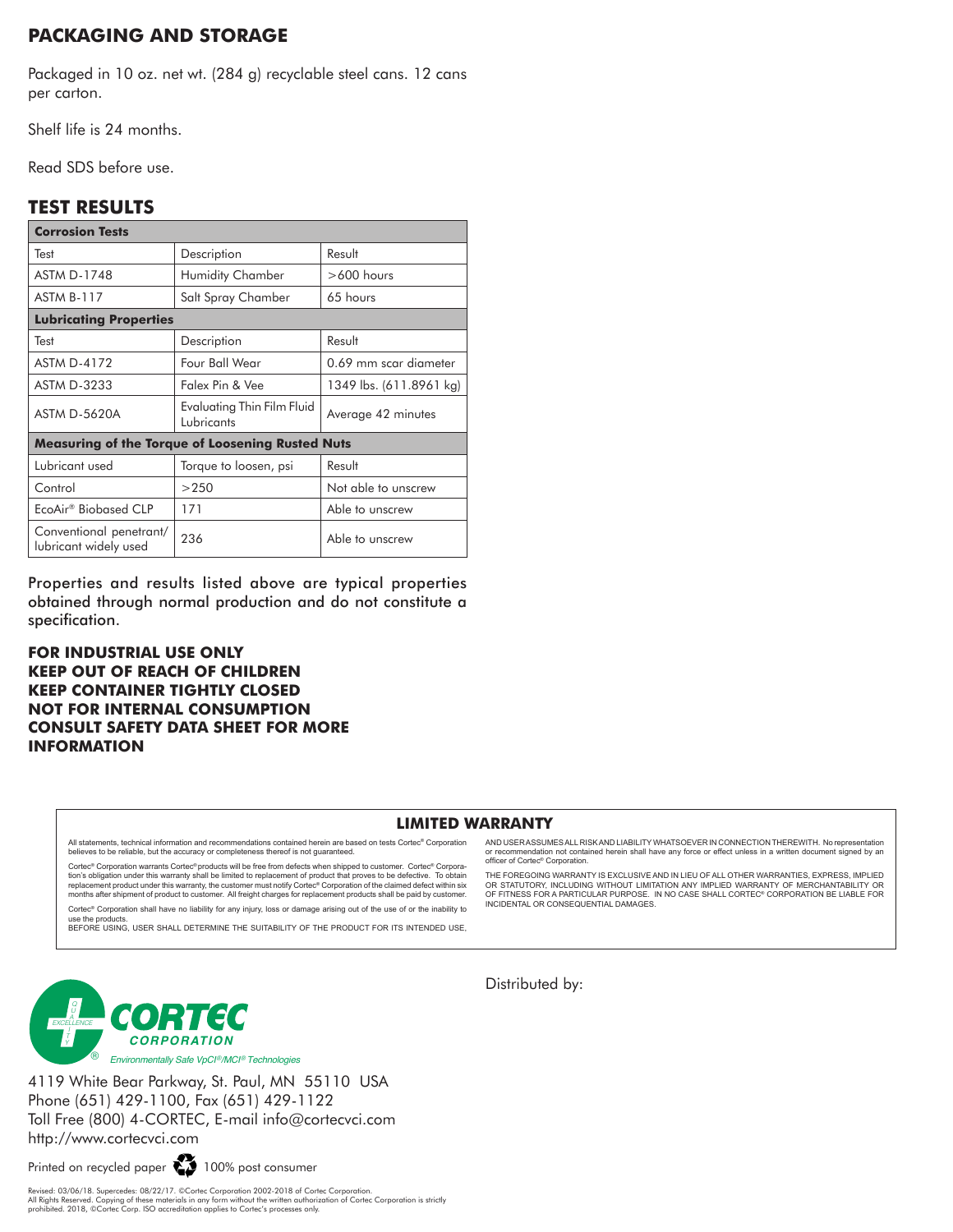## PACKAGING AND STORAGE

Packaged in 10 oz. net wt. (284 g) recyclable steel cans. 12 cans per carton.

Shelf life is 24 months.

Read SDS before use.

## TEST RESULTS

| **Corrosion Tests** | | |
|---|---|---|
| Test | Description | Result |
| ASTM D-1748 | Humidity Chamber | >600 hours |
| ASTM B-117 | Salt Spray Chamber | 65 hours |
| **Lubricating Properties** | | |
| Test | Description | Result |
| ASTM D-4172 | Four Ball Wear | 0.69 mm scar diameter |
| ASTM D-3233 | Falex Pin & Vee | 1349 lbs. (611.8961 kg) |
| ASTM D-5620A | Evaluating Thin Film Fluid Lubricants | Average 42 minutes |
| **Measuring of the Torque of Loosening Rusted Nuts** | | |
| Lubricant used | Torque to loosen, psi | Result |
| Control | >250 | Not able to unscrew |
| EcoAir® Biobased CLP | 171 | Able to unscrew |
| Conventional penetrant/ lubricant widely used | 236 | Able to unscrew |

Properties and results listed above are typical properties obtained through normal production and do not constitute a specification.

**FOR INDUSTRIAL USE ONLY**
**KEEP OUT OF REACH OF CHILDREN**
**KEEP CONTAINER TIGHTLY CLOSED**
**NOT FOR INTERNAL CONSUMPTION**
**CONSULT SAFETY DATA SHEET FOR MORE INFORMATION**

### LIMITED WARRANTY

All statements, technical information and recommendations contained herein are based on tests Cortec® Corporation believes to be reliable, but the accuracy or completeness thereof is not guaranteed.

Cortec® Corporation warrants Cortec® products will be free from defects when shipped to customer. Cortec® Corporation's obligation under this warranty shall be limited to replacement of product that proves to be defective. To obtain replacement product under this warranty, the customer must notify Cortec® Corporation of the claimed defect within six months after shipment of product to customer. All freight charges for replacement products shall be paid by customer.

Cortec® Corporation shall have no liability for any injury, loss or damage arising out of the use of or the inability to use the products.

BEFORE USING, USER SHALL DETERMINE THE SUITABILITY OF THE PRODUCT FOR ITS INTENDED USE, AND USER ASSUMES ALL RISK AND LIABILITY WHATSOEVER IN CONNECTION THEREWITH. No representation or recommendation not contained herein shall have any force or effect unless in a written document signed by an officer of Cortec® Corporation.

THE FOREGOING WARRANTY IS EXCLUSIVE AND IN LIEU OF ALL OTHER WARRANTIES, EXPRESS, IMPLIED OR STATUTORY, INCLUDING WITHOUT LIMITATION ANY IMPLIED WARRANTY OF MERCHANTABILITY OR OF FITNESS FOR A PARTICULAR PURPOSE. IN NO CASE SHALL CORTEC® CORPORATION BE LIABLE FOR INCIDENTAL OR CONSEQUENTIAL DAMAGES.

Distributed by:

CORTEC CORPORATION
Environmentally Safe VpCI®/MCI® Technologies

4119 White Bear Parkway, St. Paul, MN 55110 USA
Phone (651) 429-1100, Fax (651) 429-1122
Toll Free (800) 4-CORTEC, E-mail info@cortecvci.com
http://www.cortecvci.com

Printed on recycled paper 100% post consumer

Revised: 03/06/18. Supercedes: 08/22/17. ©Cortec Corporation 2002-2018 of Cortec Corporation. All Rights Reserved. Copying of these materials in any form without the written authorization of Cortec Corporation is strictly prohibited. 2018, ©Cortec Corp. ISO accreditation applies to Cortec's processes only.